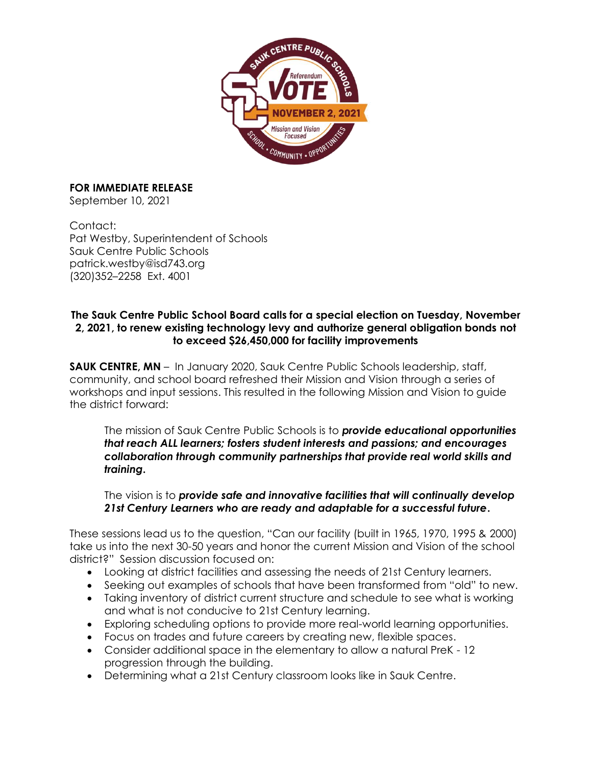**FOR IMMEDIATE RELEASE**
September 10, 2021

Contact:
Pat Westby, Superintendent of Schools
Sauk Centre Public Schools
patrick.westby@isd743.org
(320)352–2258 Ext. 4001

**The Sauk Centre Public School Board calls for a special election on Tuesday, November 2, 2021, to renew existing technology levy and authorize general obligation bonds not to exceed $26,450,000 for facility improvements**

**SAUK CENTRE, MN** – In January 2020, Sauk Centre Public Schools leadership, staff, community, and school board refreshed their Mission and Vision through a series of workshops and input sessions. This resulted in the following Mission and Vision to guide the district forward:

> The mission of Sauk Centre Public Schools is to ***provide educational opportunities that reach ALL learners; fosters student interests and passions; and encourages collaboration through community partnerships that provide real world skills and training.***
>
> The vision is to ***provide safe and innovative facilities that will continually develop 21st Century Learners who are ready and adaptable for a successful future.***

These sessions lead us to the question, "Can our facility (built in 1965, 1970, 1995 & 2000) take us into the next 30-50 years and honor the current Mission and Vision of the school district?" Session discussion focused on:

- Looking at district facilities and assessing the needs of 21st Century learners.
- Seeking out examples of schools that have been transformed from "old" to new.
- Taking inventory of district current structure and schedule to see what is working and what is not conducive to 21st Century learning.
- Exploring scheduling options to provide more real-world learning opportunities.
- Focus on trades and future careers by creating new, flexible spaces.
- Consider additional space in the elementary to allow a natural PreK - 12 progression through the building.
- Determining what a 21st Century classroom looks like in Sauk Centre.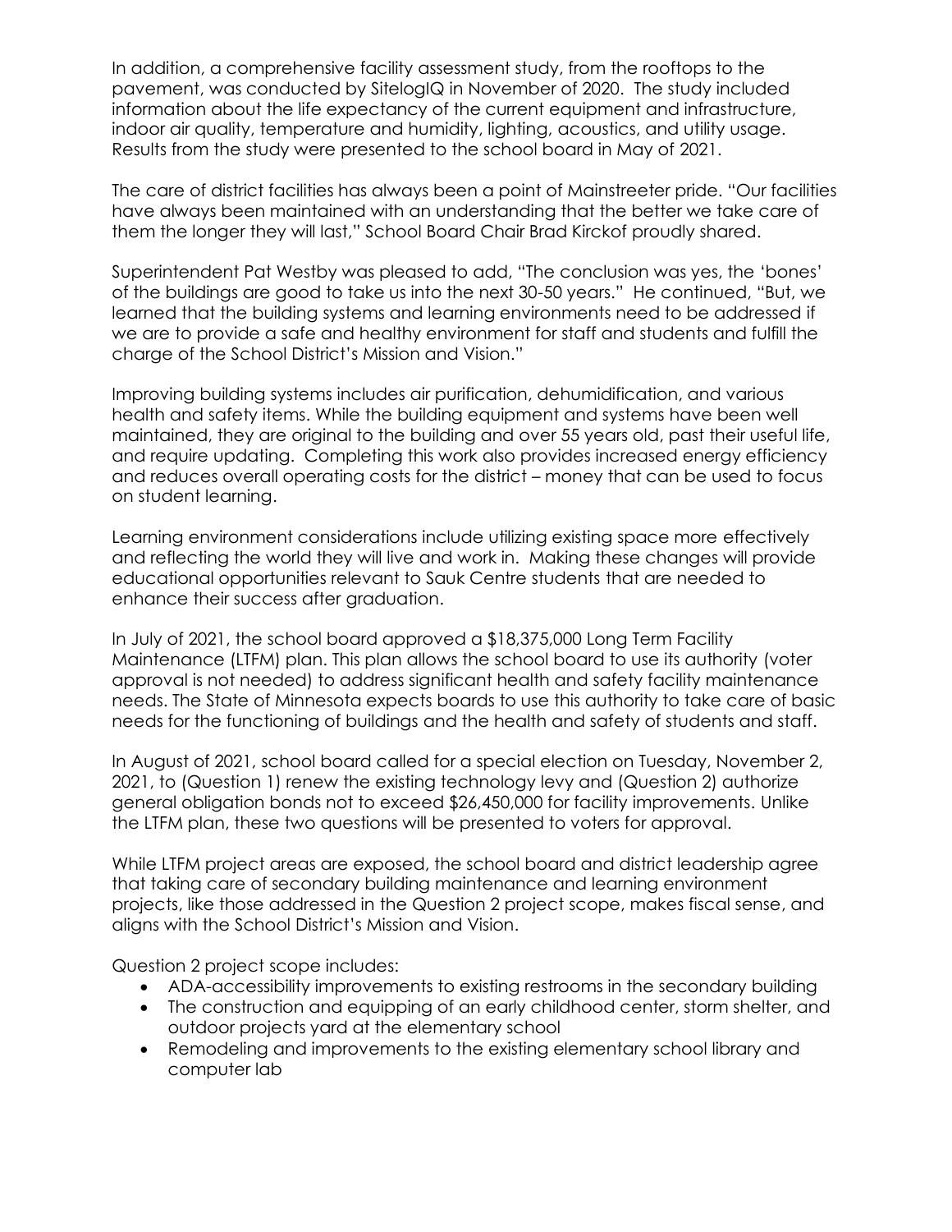In addition, a comprehensive facility assessment study, from the rooftops to the pavement, was conducted by SitelogIQ in November of 2020. The study included information about the life expectancy of the current equipment and infrastructure, indoor air quality, temperature and humidity, lighting, acoustics, and utility usage. Results from the study were presented to the school board in May of 2021.

The care of district facilities has always been a point of Mainstreeter pride. "Our facilities have always been maintained with an understanding that the better we take care of them the longer they will last," School Board Chair Brad Kirckof proudly shared.

Superintendent Pat Westby was pleased to add, "The conclusion was yes, the 'bones' of the buildings are good to take us into the next 30-50 years." He continued, "But, we learned that the building systems and learning environments need to be addressed if we are to provide a safe and healthy environment for staff and students and fulfill the charge of the School District's Mission and Vision."

Improving building systems includes air purification, dehumidification, and various health and safety items. While the building equipment and systems have been well maintained, they are original to the building and over 55 years old, past their useful life, and require updating. Completing this work also provides increased energy efficiency and reduces overall operating costs for the district – money that can be used to focus on student learning.

Learning environment considerations include utilizing existing space more effectively and reflecting the world they will live and work in. Making these changes will provide educational opportunities relevant to Sauk Centre students that are needed to enhance their success after graduation.

In July of 2021, the school board approved a $18,375,000 Long Term Facility Maintenance (LTFM) plan. This plan allows the school board to use its authority (voter approval is not needed) to address significant health and safety facility maintenance needs. The State of Minnesota expects boards to use this authority to take care of basic needs for the functioning of buildings and the health and safety of students and staff.

In August of 2021, school board called for a special election on Tuesday, November 2, 2021, to (Question 1) renew the existing technology levy and (Question 2) authorize general obligation bonds not to exceed $26,450,000 for facility improvements. Unlike the LTFM plan, these two questions will be presented to voters for approval.

While LTFM project areas are exposed, the school board and district leadership agree that taking care of secondary building maintenance and learning environment projects, like those addressed in the Question 2 project scope, makes fiscal sense, and aligns with the School District's Mission and Vision.

Question 2 project scope includes:

- ADA-accessibility improvements to existing restrooms in the secondary building
- The construction and equipping of an early childhood center, storm shelter, and outdoor projects yard at the elementary school
- Remodeling and improvements to the existing elementary school library and computer lab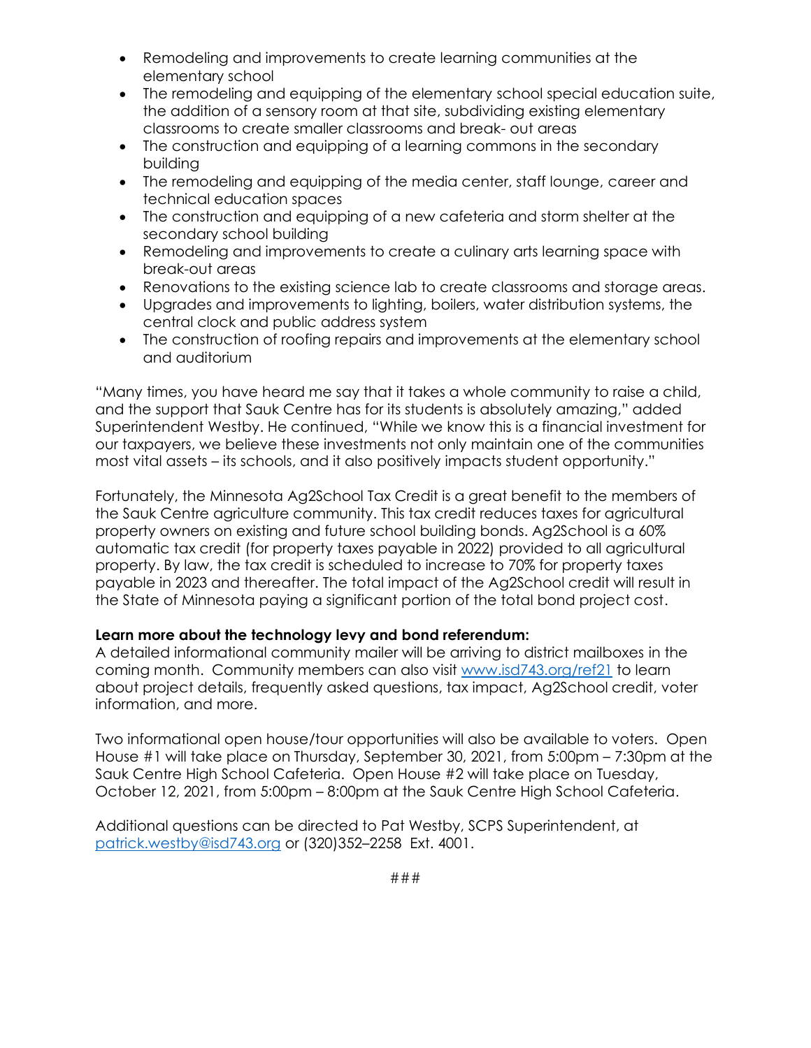- Remodeling and improvements to create learning communities at the elementary school
- The remodeling and equipping of the elementary school special education suite, the addition of a sensory room at that site, subdividing existing elementary classrooms to create smaller classrooms and break- out areas
- The construction and equipping of a learning commons in the secondary building
- The remodeling and equipping of the media center, staff lounge, career and technical education spaces
- The construction and equipping of a new cafeteria and storm shelter at the secondary school building
- Remodeling and improvements to create a culinary arts learning space with break-out areas
- Renovations to the existing science lab to create classrooms and storage areas.
- Upgrades and improvements to lighting, boilers, water distribution systems, the central clock and public address system
- The construction of roofing repairs and improvements at the elementary school and auditorium

"Many times, you have heard me say that it takes a whole community to raise a child, and the support that Sauk Centre has for its students is absolutely amazing," added Superintendent Westby. He continued, "While we know this is a financial investment for our taxpayers, we believe these investments not only maintain one of the communities most vital assets – its schools, and it also positively impacts student opportunity."

Fortunately, the Minnesota Ag2School Tax Credit is a great benefit to the members of the Sauk Centre agriculture community. This tax credit reduces taxes for agricultural property owners on existing and future school building bonds. Ag2School is a 60% automatic tax credit (for property taxes payable in 2022) provided to all agricultural property. By law, the tax credit is scheduled to increase to 70% for property taxes payable in 2023 and thereafter. The total impact of the Ag2School credit will result in the State of Minnesota paying a significant portion of the total bond project cost.

**Learn more about the technology levy and bond referendum:**
A detailed informational community mailer will be arriving to district mailboxes in the coming month. Community members can also visit www.isd743.org/ref21 to learn about project details, frequently asked questions, tax impact, Ag2School credit, voter information, and more.

Two informational open house/tour opportunities will also be available to voters. Open House #1 will take place on Thursday, September 30, 2021, from 5:00pm – 7:30pm at the Sauk Centre High School Cafeteria. Open House #2 will take place on Tuesday, October 12, 2021, from 5:00pm – 8:00pm at the Sauk Centre High School Cafeteria.

Additional questions can be directed to Pat Westby, SCPS Superintendent, at patrick.westby@isd743.org or (320)352–2258 Ext. 4001.

###